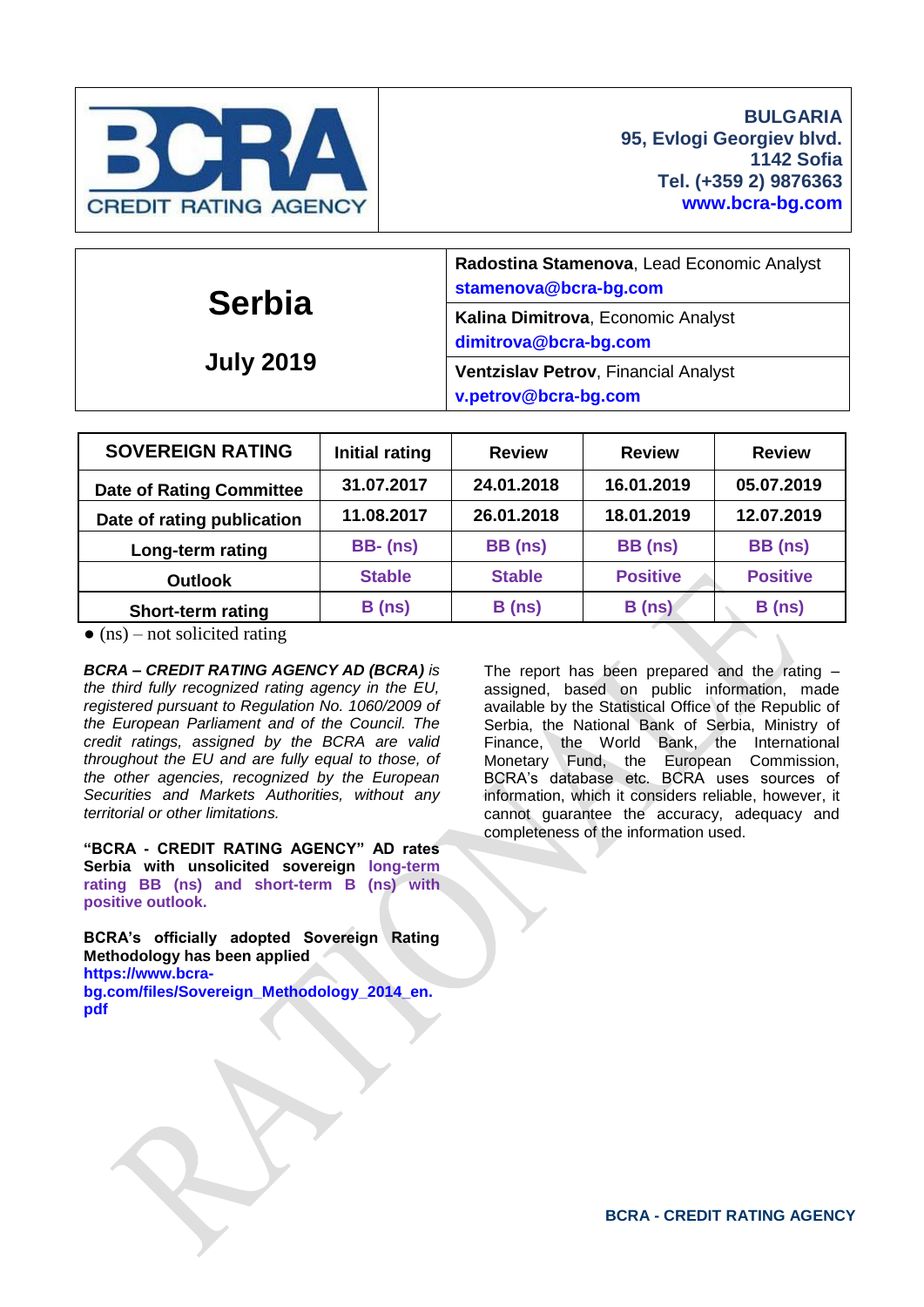**BCRA CREDIT RATING AGENCY**

**BULGARIA**
**95, Evlogi Georgiev blvd.**
**1142 Sofia**
**Tel. (+359 2) 9876363**
**www.bcra-bg.com**

# Serbia

## July 2019

**Radostina Stamenova**, Lead Economic Analyst
stamenova@bcra-bg.com

**Kalina Dimitrova**, Economic Analyst
dimitrova@bcra-bg.com

**Ventzislav Petrov**, Financial Analyst
v.petrov@bcra-bg.com

| SOVEREIGN RATING | Initial rating | Review | Review | Review |
|---|---|---|---|---|
| Date of Rating Committee | 31.07.2017 | 24.01.2018 | 16.01.2019 | 05.07.2019 |
| Date of rating publication | 11.08.2017 | 26.01.2018 | 18.01.2019 | 12.07.2019 |
| Long-term rating | BB- (ns) | BB (ns) | BB (ns) | BB (ns) |
| Outlook | Stable | Stable | Positive | Positive |
| Short-term rating | B (ns) | B (ns) | B (ns) | B (ns) |

● (ns) – not solicited rating

***BCRA – CREDIT RATING AGENCY AD (BCRA)*** *is the third fully recognized rating agency in the EU, registered pursuant to Regulation No. 1060/2009 of the European Parliament and of the Council. The credit ratings, assigned by the BCRA are valid throughout the EU and are fully equal to those, of the other agencies, recognized by the European Securities and Markets Authorities, without any territorial or other limitations.*

**"BCRA - CREDIT RATING AGENCY" AD rates Serbia with unsolicited sovereign long-term rating BB (ns) and short-term B (ns) with positive outlook.**

**BCRA's officially adopted Sovereign Rating Methodology has been applied**
**https://www.bcra-bg.com/files/Sovereign_Methodology_2014_en.pdf**

The report has been prepared and the rating – assigned, based on public information, made available by the Statistical Office of the Republic of Serbia, the National Bank of Serbia, Ministry of Finance, the World Bank, the International Monetary Fund, the European Commission, BCRA's database etc. BCRA uses sources of information, which it considers reliable, however, it cannot guarantee the accuracy, adequacy and completeness of the information used.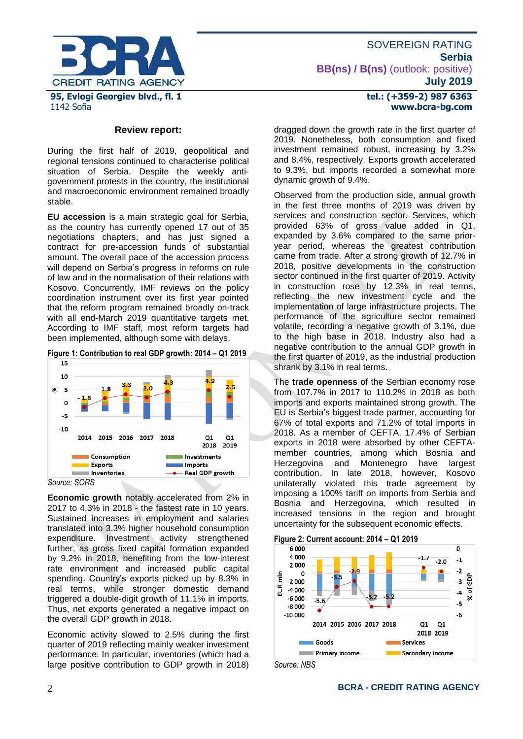SOVEREIGN RATING
**Serbia**
**BB(ns) / B(ns)** (outlook: positive)
**July 2019**

**95, Evlogi Georgiev blvd., fl. 1**
1142 Sofia

**tel.: (+359-2) 987 6363**
**www.bcra-bg.com**

### Review report:

During the first half of 2019, geopolitical and regional tensions continued to characterise political situation of Serbia. Despite the weekly anti-government protests in the country, the institutional and macroeconomic environment remained broadly stable.

**EU accession** is a main strategic goal for Serbia, as the country has currently opened 17 out of 35 negotiations chapters, and has just signed a contract for pre-accession funds of substantial amount. The overall pace of the accession process will depend on Serbia's progress in reforms on rule of law and in the normalisation of their relations with Kosovo. Concurrently, IMF reviews on the policy coordination instrument over its first year pointed that the reform program remained broadly on-track with all end-March 2019 quantitative targets met. According to IMF staff, most reform targets had been implemented, although some with delays.

**Figure 1: Contribution to real GDP growth: 2014 – Q1 2019**

*Source: SORS*

**Economic growth** notably accelerated from 2% in 2017 to 4.3% in 2018 - the fastest rate in 10 years. Sustained increases in employment and salaries translated into 3.3% higher household consumption expenditure. Investment activity strengthened further, as gross fixed capital formation expanded by 9.2% in 2018, benefiting from the low-interest rate environment and increased public capital spending. Country's exports picked up by 8.3% in real terms, while stronger domestic demand triggered a double-digit growth of 11.1% in imports. Thus, net exports generated a negative impact on the overall GDP growth in 2018.

Economic activity slowed to 2.5% during the first quarter of 2019 reflecting mainly weaker investment performance. In particular, inventories (which had a large positive contribution to GDP growth in 2018) dragged down the growth rate in the first quarter of 2019. Nonetheless, both consumption and fixed investment remained robust, increasing by 3.2% and 8.4%, respectively. Exports growth accelerated to 9.3%, but imports recorded a somewhat more dynamic growth of 9.4%.

Observed from the production side, annual growth in the first three months of 2019 was driven by services and construction sector. Services, which provided 63% of gross value added in Q1, expanded by 3.6% compared to the same prior-year period, whereas the greatest contribution came from trade. After a strong growth of 12.7% in 2018, positive developments in the construction sector continued in the first quarter of 2019. Activity in construction rose by 12.3% in real terms, reflecting the new investment cycle and the implementation of large infrastructure projects. The performance of the agriculture sector remained volatile, recording a negative growth of 3.1%, due to the high base in 2018. Industry also had a negative contribution to the annual GDP growth in the first quarter of 2019, as the industrial production shrank by 3.1% in real terms.

The **trade openness** of the Serbian economy rose from 107.7% in 2017 to 110.2% in 2018 as both imports and exports maintained strong growth. The EU is Serbia's biggest trade partner, accounting for 67% of total exports and 71.2% of total imports in 2018. As a member of CEFTA, 17.4% of Serbian exports in 2018 were absorbed by other CEFTA-member countries, among which Bosnia and Herzegovina and Montenegro have largest contribution. In late 2018, however, Kosovo unilaterally violated this trade agreement by imposing a 100% tariff on imports from Serbia and Bosnia and Herzegovina, which resulted in increased tensions in the region and brought uncertainty for the subsequent economic effects.

**Figure 2: Current account: 2014 – Q1 2019**

*Source: NBS*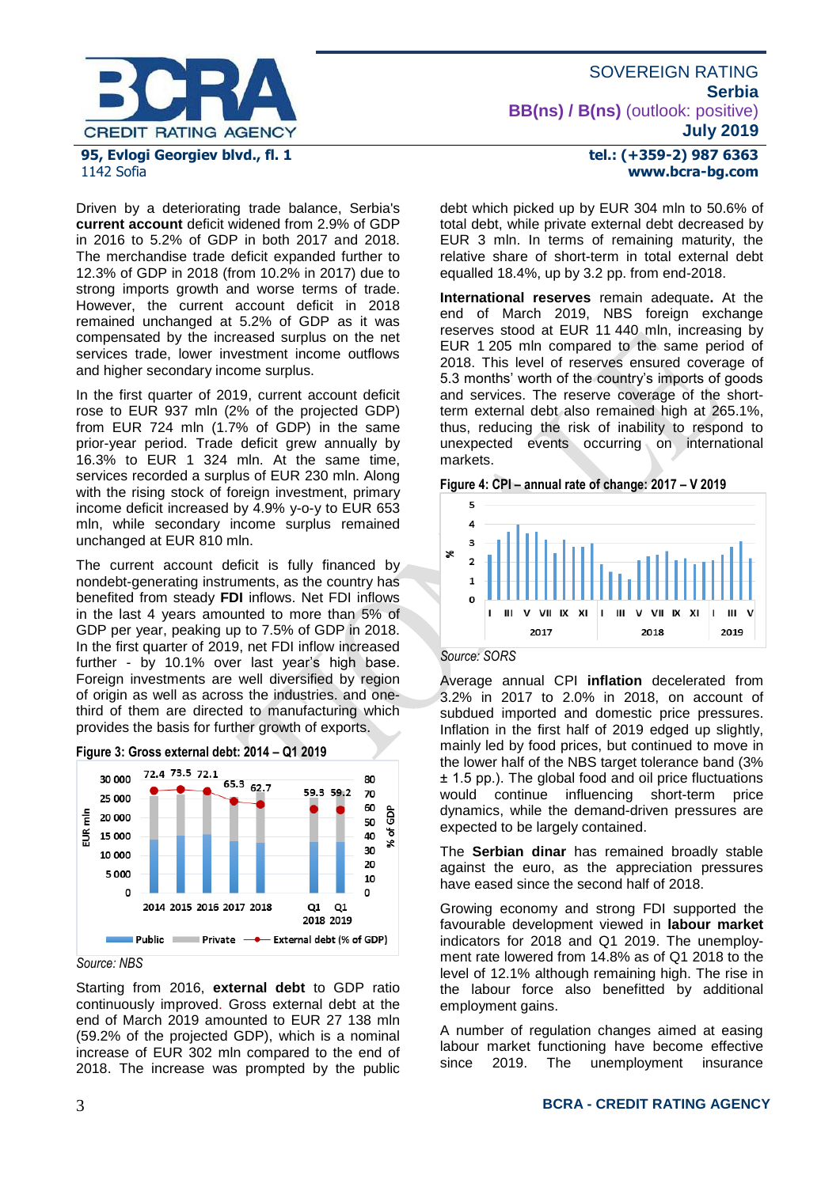Driven by a deteriorating trade balance, Serbia's **current account** deficit widened from 2.9% of GDP in 2016 to 5.2% of GDP in both 2017 and 2018. The merchandise trade deficit expanded further to 12.3% of GDP in 2018 (from 10.2% in 2017) due to strong imports growth and worse terms of trade. However, the current account deficit in 2018 remained unchanged at 5.2% of GDP as it was compensated by the increased surplus on the net services trade, lower investment income outflows and higher secondary income surplus.

In the first quarter of 2019, current account deficit rose to EUR 937 mln (2% of the projected GDP) from EUR 724 mln (1.7% of GDP) in the same prior-year period. Trade deficit grew annually by 16.3% to EUR 1 324 mln. At the same time, services recorded a surplus of EUR 230 mln. Along with the rising stock of foreign investment, primary income deficit increased by 4.9% y-o-y to EUR 653 mln, while secondary income surplus remained unchanged at EUR 810 mln.

The current account deficit is fully financed by nondebt-generating instruments, as the country has benefited from steady **FDI** inflows. Net FDI inflows in the last 4 years amounted to more than 5% of GDP per year, peaking up to 7.5% of GDP in 2018. In the first quarter of 2019, net FDI inflow increased further - by 10.1% over last year's high base. Foreign investments are well diversified by region of origin as well as across the industries. and one-third of them are directed to manufacturing which provides the basis for further growth of exports.

**Figure 3: Gross external debt: 2014 – Q1 2019**

| | 2014 | 2015 | 2016 | 2017 | 2018 | Q1 2018 | Q1 2019 |
|---|---|---|---|---|---|---|---|
| External debt (% of GDP) | 72.4 | 73.5 | 72.1 | 65.3 | 62.7 | 59.3 | 59.2 |

*Source: NBS*

Starting from 2016, **external debt** to GDP ratio continuously improved. Gross external debt at the end of March 2019 amounted to EUR 27 138 mln (59.2% of the projected GDP), which is a nominal increase of EUR 302 mln compared to the end of 2018. The increase was prompted by the public debt which picked up by EUR 304 mln to 50.6% of total debt, while private external debt decreased by EUR 3 mln. In terms of remaining maturity, the relative share of short-term in total external debt equalled 18.4%, up by 3.2 pp. from end-2018.

**International reserves** remain adequate**.** At the end of March 2019, NBS foreign exchange reserves stood at EUR 11 440 mln, increasing by EUR 1 205 mln compared to the same period of 2018. This level of reserves ensured coverage of 5.3 months' worth of the country's imports of goods and services. The reserve coverage of the short-term external debt also remained high at 265.1%, thus, reducing the risk of inability to respond to unexpected events occurring on international markets.

**Figure 4: CPI – annual rate of change: 2017 – V 2019**

*Source: SORS*

Average annual CPI **inflation** decelerated from 3.2% in 2017 to 2.0% in 2018, on account of subdued imported and domestic price pressures. Inflation in the first half of 2019 edged up slightly, mainly led by food prices, but continued to move in the lower half of the NBS target tolerance band (3% ± 1.5 pp.). The global food and oil price fluctuations would continue influencing short-term price dynamics, while the demand-driven pressures are expected to be largely contained.

The **Serbian dinar** has remained broadly stable against the euro, as the appreciation pressures have eased since the second half of 2018.

Growing economy and strong FDI supported the favourable development viewed in **labour market** indicators for 2018 and Q1 2019. The unemployment rate lowered from 14.8% as of Q1 2018 to the level of 12.1% although remaining high. The rise in the labour force also benefitted by additional employment gains.

A number of regulation changes aimed at easing labour market functioning have become effective since 2019. The unemployment insurance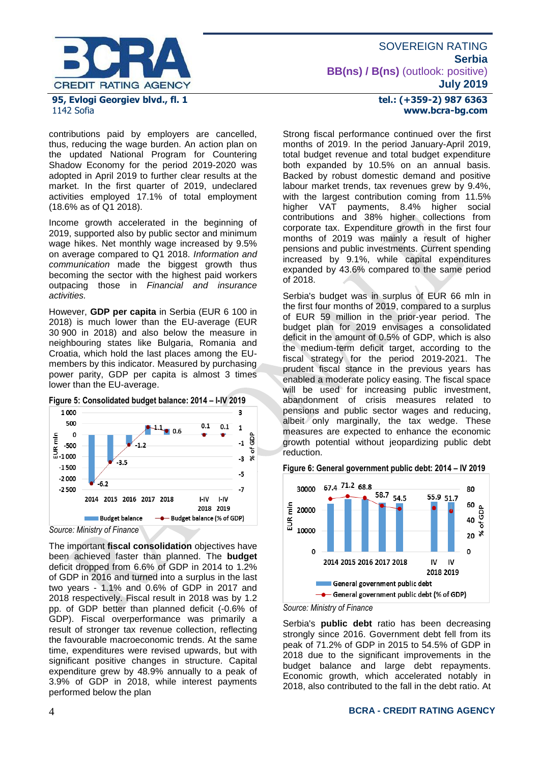contributions paid by employers are cancelled, thus, reducing the wage burden. An action plan on the updated National Program for Countering Shadow Economy for the period 2019-2020 was adopted in April 2019 to further clear results at the market. In the first quarter of 2019, undeclared activities employed 17.1% of total employment (18.6% as of Q1 2018).

Income growth accelerated in the beginning of 2019, supported also by public sector and minimum wage hikes. Net monthly wage increased by 9.5% on average compared to Q1 2018. *Information and communication* made the biggest growth thus becoming the sector with the highest paid workers outpacing those in *Financial and insurance activities.*

However, **GDP per capita** in Serbia (EUR 6 100 in 2018) is much lower than the EU-average (EUR 30 900 in 2018) and also below the measure in neighbouring states like Bulgaria, Romania and Croatia, which hold the last places among the EU-members by this indicator. Measured by purchasing power parity, GDP per capita is almost 3 times lower than the EU-average.

**Figure 5: Consolidated budget balance: 2014 – I-IV 2019**

*Source: Ministry of Finance*

The important **fiscal consolidation** objectives have been achieved faster than planned. The **budget** deficit dropped from 6.6% of GDP in 2014 to 1.2% of GDP in 2016 and turned into a surplus in the last two years - 1.1% and 0.6% of GDP in 2017 and 2018 respectively. Fiscal result in 2018 was by 1.2 pp. of GDP better than planned deficit (-0.6% of GDP). Fiscal overperformance was primarily a result of stronger tax revenue collection, reflecting the favourable macroeconomic trends. At the same time, expenditures were revised upwards, but with significant positive changes in structure. Capital expenditure grew by 48.9% annually to a peak of 3.9% of GDP in 2018, while interest payments performed below the plan

Strong fiscal performance continued over the first months of 2019. In the period January-April 2019, total budget revenue and total budget expenditure both expanded by 10.5% on an annual basis. Backed by robust domestic demand and positive labour market trends, tax revenues grew by 9.4%, with the largest contribution coming from 11.5% higher VAT payments, 8.4% higher social contributions and 38% higher collections from corporate tax. Expenditure growth in the first four months of 2019 was mainly a result of higher pensions and public investments. Current spending increased by 9.1%, while capital expenditures expanded by 43.6% compared to the same period of 2018.

Serbia's budget was in surplus of EUR 66 mln in the first four months of 2019, compared to a surplus of EUR 59 million in the prior-year period. The budget plan for 2019 envisages a consolidated deficit in the amount of 0.5% of GDP, which is also the medium-term deficit target, according to the fiscal strategy for the period 2019-2021. The prudent fiscal stance in the previous years has enabled a moderate policy easing. The fiscal space will be used for increasing public investment, abandonment of crisis measures related to pensions and public sector wages and reducing, albeit only marginally, the tax wedge. These measures are expected to enhance the economic growth potential without jeopardizing public debt reduction.

**Figure 6: General government public debt: 2014 – IV 2019**

*Source: Ministry of Finance*

Serbia's **public debt** ratio has been decreasing strongly since 2016. Government debt fell from its peak of 71.2% of GDP in 2015 to 54.5% of GDP in 2018 due to the significant improvements in the budget balance and large debt repayments. Economic growth, which accelerated notably in 2018, also contributed to the fall in the debt ratio. At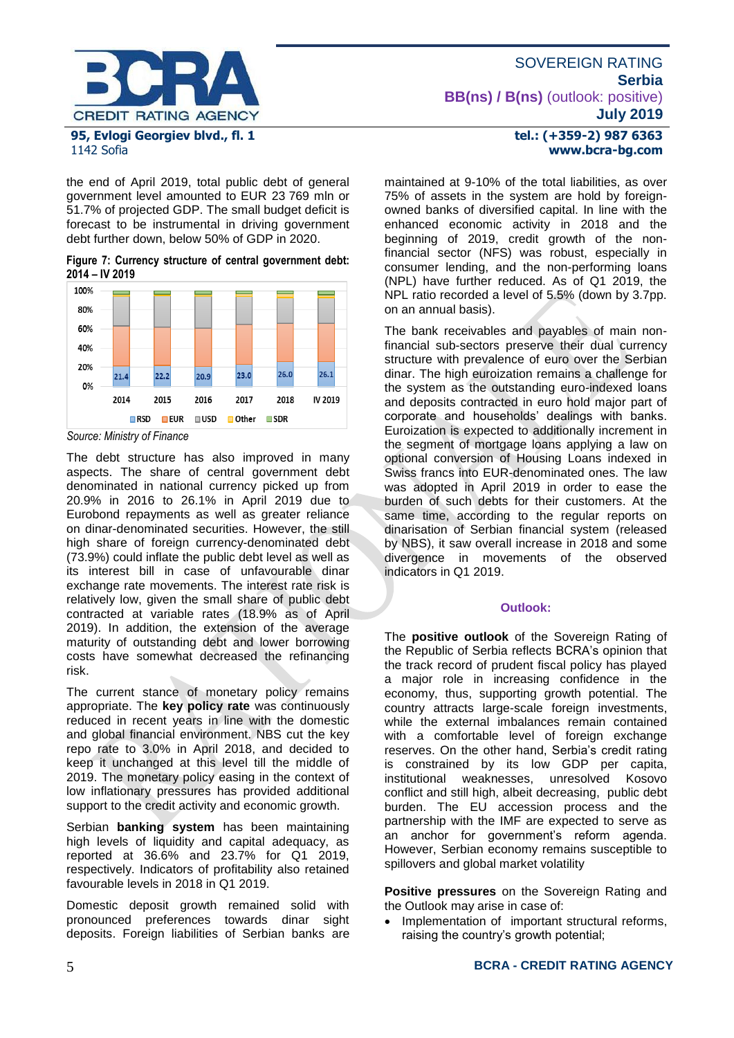the end of April 2019, total public debt of general government level amounted to EUR 23 769 mln or 51.7% of projected GDP. The small budget deficit is forecast to be instrumental in driving government debt further down, below 50% of GDP in 2020.

**Figure 7: Currency structure of central government debt: 2014 – IV 2019**

| | 2014 | 2015 | 2016 | 2017 | 2018 | IV 2019 |
|---|---|---|---|---|---|---|
| RSD | 21.4 | 22.2 | 20.9 | 23.0 | 26.0 | 26.1 |

RSD, EUR, USD, Other, SDR

*Source: Ministry of Finance*

The debt structure has also improved in many aspects. The share of central government debt denominated in national currency picked up from 20.9% in 2016 to 26.1% in April 2019 due to Eurobond repayments as well as greater reliance on dinar-denominated securities. However, the still high share of foreign currency-denominated debt (73.9%) could inflate the public debt level as well as its interest bill in case of unfavourable dinar exchange rate movements. The interest rate risk is relatively low, given the small share of public debt contracted at variable rates (18.9% as of April 2019). In addition, the extension of the average maturity of outstanding debt and lower borrowing costs have somewhat decreased the refinancing risk.

The current stance of monetary policy remains appropriate. The **key policy rate** was continuously reduced in recent years in line with the domestic and global financial environment. NBS cut the key repo rate to 3.0% in April 2018, and decided to keep it unchanged at this level till the middle of 2019. The monetary policy easing in the context of low inflationary pressures has provided additional support to the credit activity and economic growth.

Serbian **banking system** has been maintaining high levels of liquidity and capital adequacy, as reported at 36.6% and 23.7% for Q1 2019, respectively. Indicators of profitability also retained favourable levels in 2018 in Q1 2019.

Domestic deposit growth remained solid with pronounced preferences towards dinar sight deposits. Foreign liabilities of Serbian banks are maintained at 9-10% of the total liabilities, as over 75% of assets in the system are hold by foreign-owned banks of diversified capital. In line with the enhanced economic activity in 2018 and the beginning of 2019, credit growth of the non-financial sector (NFS) was robust, especially in consumer lending, and the non-performing loans (NPL) have further reduced. As of Q1 2019, the NPL ratio recorded a level of 5.5% (down by 3.7pp. on an annual basis).

The bank receivables and payables of main non-financial sub-sectors preserve their dual currency structure with prevalence of euro over the Serbian dinar. The high euroization remains a challenge for the system as the outstanding euro-indexed loans and deposits contracted in euro hold major part of corporate and households' dealings with banks. Euroization is expected to additionally increment in the segment of mortgage loans applying a law on optional conversion of Housing Loans indexed in Swiss francs into EUR-denominated ones. The law was adopted in April 2019 in order to ease the burden of such debts for their customers. At the same time, according to the regular reports on dinarisation of Serbian financial system (released by NBS), it saw overall increase in 2018 and some divergence in movements of the observed indicators in Q1 2019.

### Outlook:

The **positive outlook** of the Sovereign Rating of the Republic of Serbia reflects BCRA's opinion that the track record of prudent fiscal policy has played a major role in increasing confidence in the economy, thus, supporting growth potential. The country attracts large-scale foreign investments, while the external imbalances remain contained with a comfortable level of foreign exchange reserves. On the other hand, Serbia's credit rating is constrained by its low GDP per capita, institutional weaknesses, unresolved Kosovo conflict and still high, albeit decreasing, public debt burden. The EU accession process and the partnership with the IMF are expected to serve as an anchor for government's reform agenda. However, Serbian economy remains susceptible to spillovers and global market volatility

**Positive pressures** on the Sovereign Rating and the Outlook may arise in case of:

- Implementation of important structural reforms, raising the country's growth potential;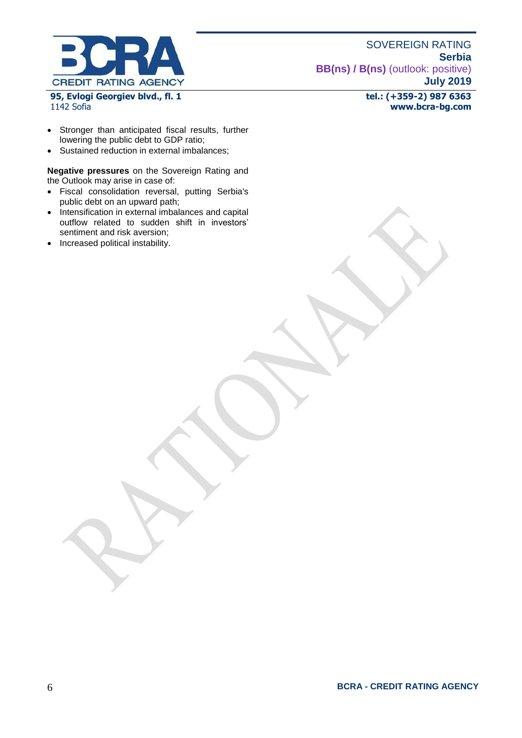- Stronger than anticipated fiscal results, further lowering the public debt to GDP ratio;
- Sustained reduction in external imbalances;

**Negative pressures** on the Sovereign Rating and the Outlook may arise in case of:

- Fiscal consolidation reversal, putting Serbia's public debt on an upward path;
- Intensification in external imbalances and capital outflow related to sudden shift in investors' sentiment and risk aversion;
- Increased political instability.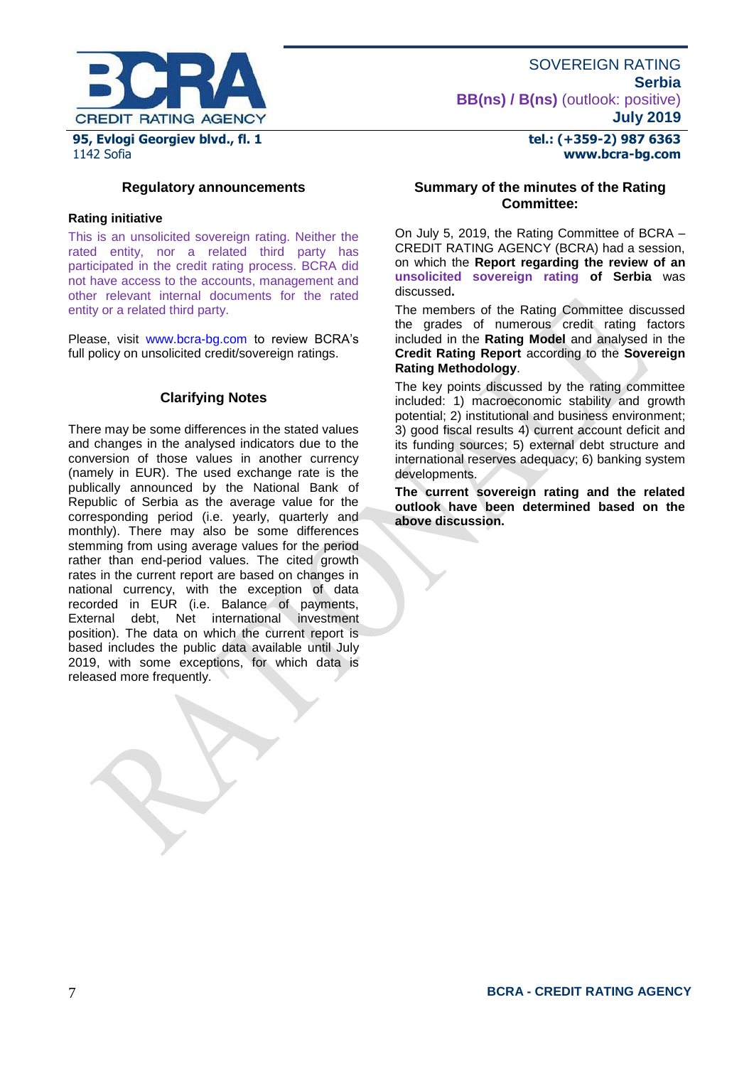## Regulatory announcements

### Rating initiative

This is an unsolicited sovereign rating. Neither the rated entity, nor a related third party has participated in the credit rating process. BCRA did not have access to the accounts, management and other relevant internal documents for the rated entity or a related third party.

Please, visit www.bcra-bg.com to review BCRA's full policy on unsolicited credit/sovereign ratings.

## Clarifying Notes

There may be some differences in the stated values and changes in the analysed indicators due to the conversion of those values in another currency (namely in EUR). The used exchange rate is the publically announced by the National Bank of Republic of Serbia as the average value for the corresponding period (i.e. yearly, quarterly and monthly). There may also be some differences stemming from using average values for the period rather than end-period values. The cited growth rates in the current report are based on changes in national currency, with the exception of data recorded in EUR (i.e. Balance of payments, External debt, Net international investment position). The data on which the current report is based includes the public data available until July 2019, with some exceptions, for which data is released more frequently.

## Summary of the minutes of the Rating Committee:

On July 5, 2019, the Rating Committee of BCRA – CREDIT RATING AGENCY (BCRA) had a session, on which the **Report regarding the review of an unsolicited sovereign rating of Serbia** was discussed**.**

The members of the Rating Committee discussed the grades of numerous credit rating factors included in the **Rating Model** and analysed in the **Credit Rating Report** according to the **Sovereign Rating Methodology**.

The key points discussed by the rating committee included: 1) macroeconomic stability and growth potential; 2) institutional and business environment; 3) good fiscal results 4) current account deficit and its funding sources; 5) external debt structure and international reserves adequacy; 6) banking system developments.

**The current sovereign rating and the related outlook have been determined based on the above discussion.**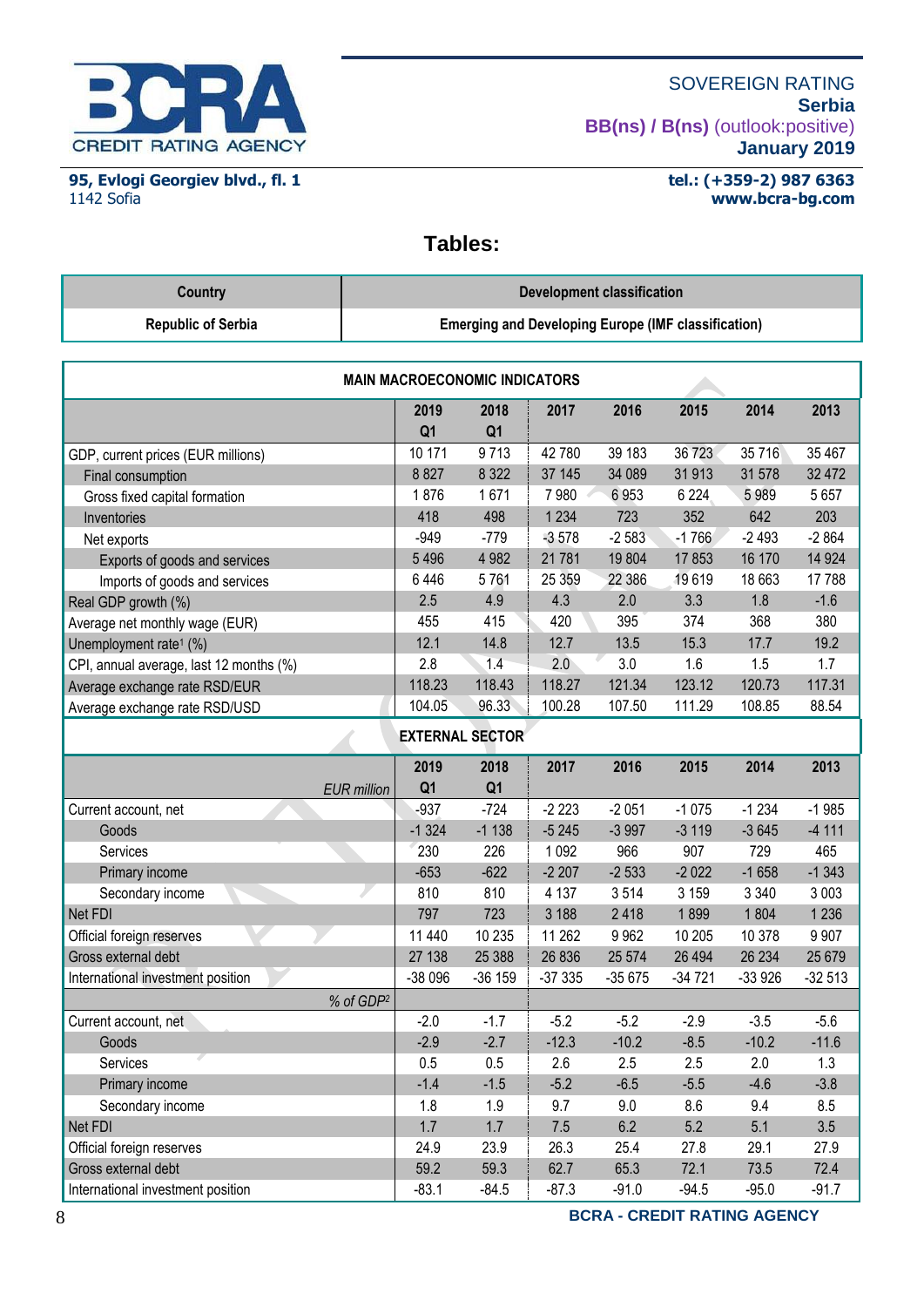## Tables:

| Country | Development classification |
|---|---|
| Republic of Serbia | Emerging and Developing Europe (IMF classification) |

| MAIN MACROECONOMIC INDICATORS | | | | | | | |
|---|---|---|---|---|---|---|---|
| | 2019 Q1 | 2018 Q1 | 2017 | 2016 | 2015 | 2014 | 2013 |
| GDP, current prices (EUR millions) | 10 171 | 9 713 | 42 780 | 39 183 | 36 723 | 35 716 | 35 467 |
| Final consumption | 8 827 | 8 322 | 37 145 | 34 089 | 31 913 | 31 578 | 32 472 |
| Gross fixed capital formation | 1 876 | 1 671 | 7 980 | 6 953 | 6 224 | 5 989 | 5 657 |
| Inventories | 418 | 498 | 1 234 | 723 | 352 | 642 | 203 |
| Net exports | -949 | -779 | -3 578 | -2 583 | -1 766 | -2 493 | -2 864 |
| Exports of goods and services | 5 496 | 4 982 | 21 781 | 19 804 | 17 853 | 16 170 | 14 924 |
| Imports of goods and services | 6 446 | 5 761 | 25 359 | 22 386 | 19 619 | 18 663 | 17 788 |
| Real GDP growth (%) | 2.5 | 4.9 | 4.3 | 2.0 | 3.3 | 1.8 | -1.6 |
| Average net monthly wage (EUR) | 455 | 415 | 420 | 395 | 374 | 368 | 380 |
| Unemployment rate[1] (%) | 12.1 | 14.8 | 12.7 | 13.5 | 15.3 | 17.7 | 19.2 |
| CPI, annual average, last 12 months (%) | 2.8 | 1.4 | 2.0 | 3.0 | 1.6 | 1.5 | 1.7 |
| Average exchange rate RSD/EUR | 118.23 | 118.43 | 118.27 | 121.34 | 123.12 | 120.73 | 117.31 |
| Average exchange rate RSD/USD | 104.05 | 96.33 | 100.28 | 107.50 | 111.29 | 108.85 | 88.54 |
| **EXTERNAL SECTOR** | | | | | | | |
| *EUR million* | 2019 Q1 | 2018 Q1 | 2017 | 2016 | 2015 | 2014 | 2013 |
| Current account, net | -937 | -724 | -2 223 | -2 051 | -1 075 | -1 234 | -1 985 |
| Goods | -1 324 | -1 138 | -5 245 | -3 997 | -3 119 | -3 645 | -4 111 |
| Services | 230 | 226 | 1 092 | 966 | 907 | 729 | 465 |
| Primary income | -653 | -622 | -2 207 | -2 533 | -2 022 | -1 658 | -1 343 |
| Secondary income | 810 | 810 | 4 137 | 3 514 | 3 159 | 3 340 | 3 003 |
| Net FDI | 797 | 723 | 3 188 | 2 418 | 1 899 | 1 804 | 1 236 |
| Official foreign reserves | 11 440 | 10 235 | 11 262 | 9 962 | 10 205 | 10 378 | 9 907 |
| Gross external debt | 27 138 | 25 388 | 26 836 | 25 574 | 26 494 | 26 234 | 25 679 |
| International investment position | -38 096 | -36 159 | -37 335 | -35 675 | -34 721 | -33 926 | -32 513 |
| *% of GDP[2]* | | | | | | | |
| Current account, net | -2.0 | -1.7 | -5.2 | -5.2 | -2.9 | -3.5 | -5.6 |
| Goods | -2.9 | -2.7 | -12.3 | -10.2 | -8.5 | -10.2 | -11.6 |
| Services | 0.5 | 0.5 | 2.6 | 2.5 | 2.5 | 2.0 | 1.3 |
| Primary income | -1.4 | -1.5 | -5.2 | -6.5 | -5.5 | -4.6 | -3.8 |
| Secondary income | 1.8 | 1.9 | 9.7 | 9.0 | 8.6 | 9.4 | 8.5 |
| Net FDI | 1.7 | 1.7 | 7.5 | 6.2 | 5.2 | 5.1 | 3.5 |
| Official foreign reserves | 24.9 | 23.9 | 26.3 | 25.4 | 27.8 | 29.1 | 27.9 |
| Gross external debt | 59.2 | 59.3 | 62.7 | 65.3 | 72.1 | 73.5 | 72.4 |
| International investment position | -83.1 | -84.5 | -87.3 | -91.0 | -94.5 | -95.0 | -91.7 |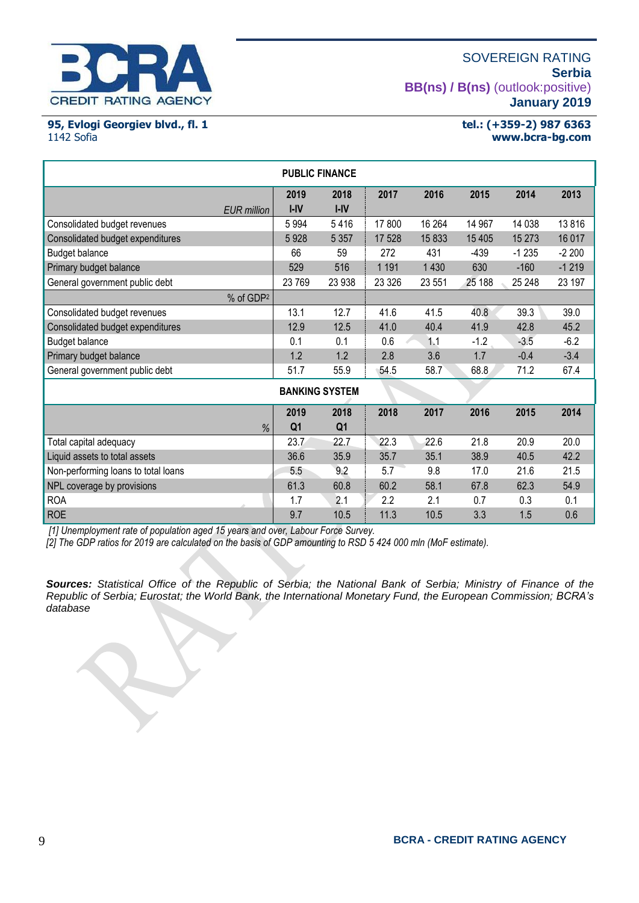SOVEREIGN RATING
**Serbia**
**BB(ns) / B(ns)** (outlook:positive)
**January 2019**

**95, Evlogi Georgiev blvd., fl. 1**
1142 Sofia

**tel.: (+359-2) 987 6363**
**www.bcra-bg.com**

| PUBLIC FINANCE | | | | | | | |
|---|---|---|---|---|---|---|---|
| *EUR million* | 2019 I-IV | 2018 I-IV | 2017 | 2016 | 2015 | 2014 | 2013 |
| Consolidated budget revenues | 5 994 | 5 416 | 17 800 | 16 264 | 14 967 | 14 038 | 13 816 |
| Consolidated budget expenditures | 5 928 | 5 357 | 17 528 | 15 833 | 15 405 | 15 273 | 16 017 |
| Budget balance | 66 | 59 | 272 | 431 | -439 | -1 235 | -2 200 |
| Primary budget balance | 529 | 516 | 1 191 | 1 430 | 630 | -160 | -1 219 |
| General government public debt | 23 769 | 23 938 | 23 326 | 23 551 | 25 188 | 25 248 | 23 197 |
| % of GDP[2] | | | | | | | |
| Consolidated budget revenues | 13.1 | 12.7 | 41.6 | 41.5 | 40.8 | 39.3 | 39.0 |
| Consolidated budget expenditures | 12.9 | 12.5 | 41.0 | 40.4 | 41.9 | 42.8 | 45.2 |
| Budget balance | 0.1 | 0.1 | 0.6 | 1.1 | -1.2 | -3.5 | -6.2 |
| Primary budget balance | 1.2 | 1.2 | 2.8 | 3.6 | 1.7 | -0.4 | -3.4 |
| General government public debt | 51.7 | 55.9 | 54.5 | 58.7 | 68.8 | 71.2 | 67.4 |

| BANKING SYSTEM | | | | | | | |
|---|---|---|---|---|---|---|---|
| % | 2019 Q1 | 2018 Q1 | 2018 | 2017 | 2016 | 2015 | 2014 |
| Total capital adequacy | 23.7 | 22.7 | 22.3 | 22.6 | 21.8 | 20.9 | 20.0 |
| Liquid assets to total assets | 36.6 | 35.9 | 35.7 | 35.1 | 38.9 | 40.5 | 42.2 |
| Non-performing loans to total loans | 5.5 | 9.2 | 5.7 | 9.8 | 17.0 | 21.6 | 21.5 |
| NPL coverage by provisions | 61.3 | 60.8 | 60.2 | 58.1 | 67.8 | 62.3 | 54.9 |
| ROA | 1.7 | 2.1 | 2.2 | 2.1 | 0.7 | 0.3 | 0.1 |
| ROE | 9.7 | 10.5 | 11.3 | 10.5 | 3.3 | 1.5 | 0.6 |

*[1] Unemployment rate of population aged 15 years and over, Labour Force Survey.*
*[2] The GDP ratios for 2019 are calculated on the basis of GDP amounting to RSD 5 424 000 mln (MoF estimate).*

***Sources:*** *Statistical Office of the Republic of Serbia; the National Bank of Serbia; Ministry of Finance of the Republic of Serbia; Eurostat; the World Bank, the International Monetary Fund, the European Commission; BCRA's database*